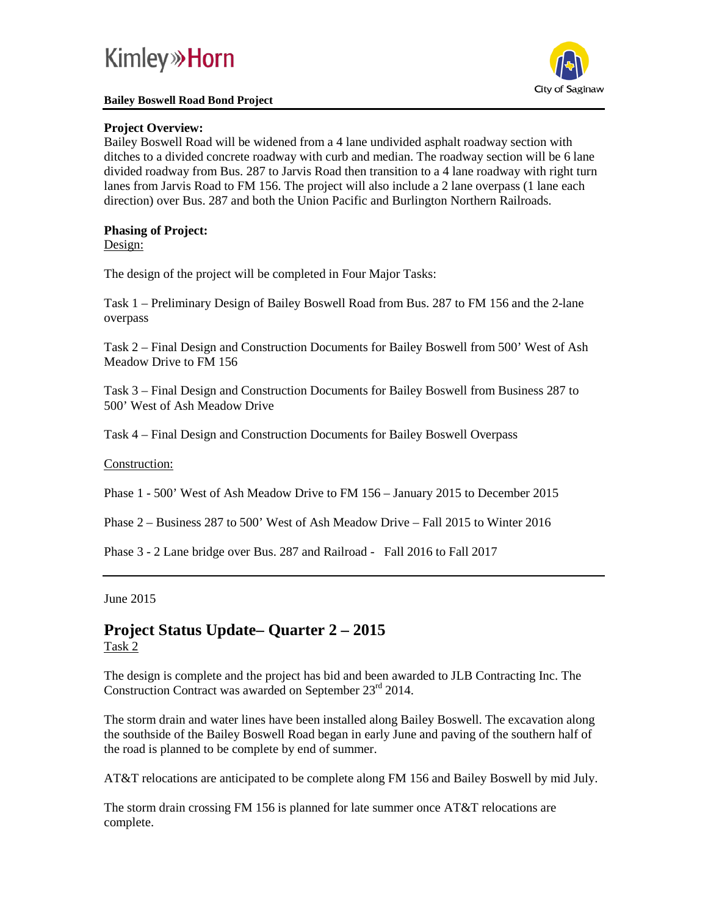Kimley»Horn

City of Saginaw

**Bailey Boswell Road Bond Project**

**Project Overview:**
Bailey Boswell Road will be widened from a 4 lane undivided asphalt roadway section with ditches to a divided concrete roadway with curb and median. The roadway section will be 6 lane divided roadway from Bus. 287 to Jarvis Road then transition to a 4 lane roadway with right turn lanes from Jarvis Road to FM 156. The project will also include a 2 lane overpass (1 lane each direction) over Bus. 287 and both the Union Pacific and Burlington Northern Railroads.

**Phasing of Project:**

Design:

The design of the project will be completed in Four Major Tasks:

Task 1 – Preliminary Design of Bailey Boswell Road from Bus. 287 to FM 156 and the 2-lane overpass

Task 2 – Final Design and Construction Documents for Bailey Boswell from 500' West of Ash Meadow Drive to FM 156

Task 3 – Final Design and Construction Documents for Bailey Boswell from Business 287 to 500' West of Ash Meadow Drive

Task 4 – Final Design and Construction Documents for Bailey Boswell Overpass

Construction:

Phase 1 - 500' West of Ash Meadow Drive to FM 156 – January 2015 to December 2015

Phase 2 – Business 287 to 500' West of Ash Meadow Drive – Fall 2015 to Winter 2016

Phase 3 - 2 Lane bridge over Bus. 287 and Railroad - Fall 2016 to Fall 2017

---

June 2015

## Project Status Update– Quarter 2 – 2015

Task 2

The design is complete and the project has bid and been awarded to JLB Contracting Inc. The Construction Contract was awarded on September 23rd 2014.

The storm drain and water lines have been installed along Bailey Boswell. The excavation along the southside of the Bailey Boswell Road began in early June and paving of the southern half of the road is planned to be complete by end of summer.

AT&T relocations are anticipated to be complete along FM 156 and Bailey Boswell by mid July.

The storm drain crossing FM 156 is planned for late summer once AT&T relocations are complete.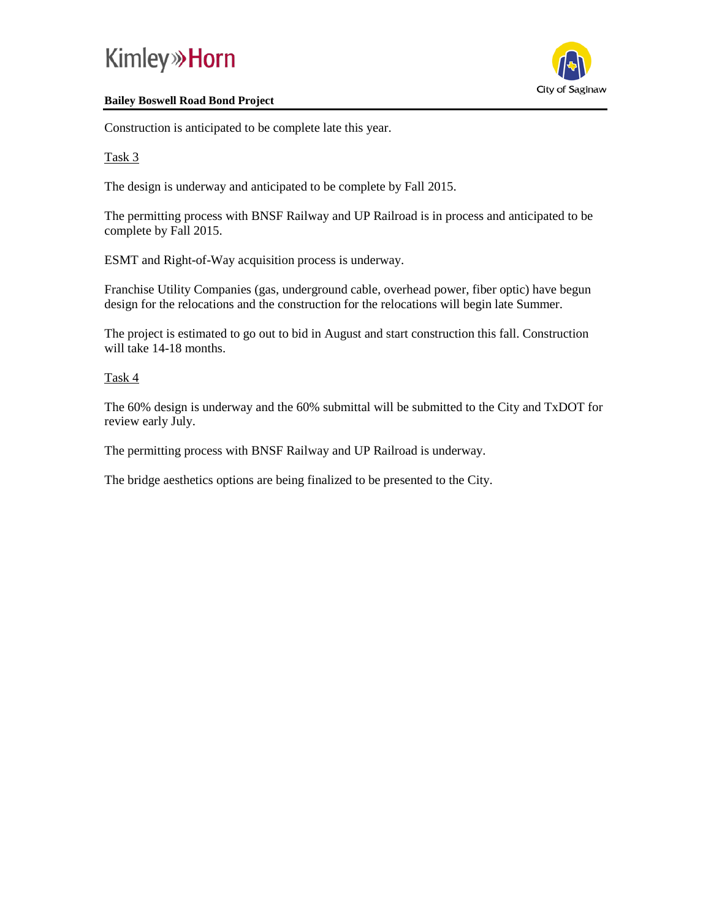Construction is anticipated to be complete late this year.

Task 3

The design is underway and anticipated to be complete by Fall 2015.

The permitting process with BNSF Railway and UP Railroad is in process and anticipated to be complete by Fall 2015.

ESMT and Right-of-Way acquisition process is underway.

Franchise Utility Companies (gas, underground cable, overhead power, fiber optic) have begun design for the relocations and the construction for the relocations will begin late Summer.

The project is estimated to go out to bid in August and start construction this fall. Construction will take 14-18 months.

Task 4

The 60% design is underway and the 60% submittal will be submitted to the City and TxDOT for review early July.

The permitting process with BNSF Railway and UP Railroad is underway.

The bridge aesthetics options are being finalized to be presented to the City.